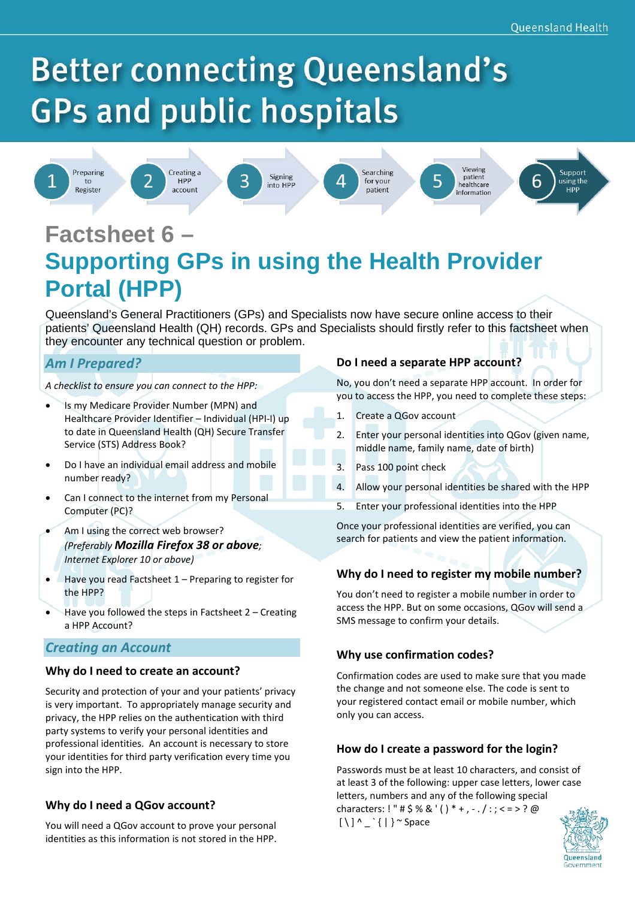# Better connecting Queensland's GPs and public hospitals

1 Preparing to Register | 2 Creating a HPP account | 3 Signing into HPP | 4 Searching for your patient | 5 Viewing patient healthcare information | 6 Support using the HPP

## Factsheet 6 – Supporting GPs in using the Health Provider Portal (HPP)

Queensland's General Practitioners (GPs) and Specialists now have secure online access to their patients' Queensland Health (QH) records. GPs and Specialists should firstly refer to this factsheet when they encounter any technical question or problem.

### *Am I Prepared?*

*A checklist to ensure you can connect to the HPP:*

- Is my Medicare Provider Number (MPN) and Healthcare Provider Identifier – Individual (HPI-I) up to date in Queensland Health (QH) Secure Transfer Service (STS) Address Book?
- Do I have an individual email address and mobile number ready?
- Can I connect to the internet from my Personal Computer (PC)?
- Am I using the correct web browser? *(Preferably **Mozilla Firefox 38 or above**; Internet Explorer 10 or above)*
- Have you read Factsheet 1 – Preparing to register for the HPP?
- Have you followed the steps in Factsheet 2 – Creating a HPP Account?

### *Creating an Account*

#### Why do I need to create an account?

Security and protection of your and your patients' privacy is very important. To appropriately manage security and privacy, the HPP relies on the authentication with third party systems to verify your personal identities and professional identities. An account is necessary to store your identities for third party verification every time you sign into the HPP.

#### Why do I need a QGov account?

You will need a QGov account to prove your personal identities as this information is not stored in the HPP.

#### Do I need a separate HPP account?

No, you don't need a separate HPP account. In order for you to access the HPP, you need to complete these steps:

1. Create a QGov account
2. Enter your personal identities into QGov (given name, middle name, family name, date of birth)
3. Pass 100 point check
4. Allow your personal identities be shared with the HPP
5. Enter your professional identities into the HPP

Once your professional identities are verified, you can search for patients and view the patient information.

#### Why do I need to register my mobile number?

You don't need to register a mobile number in order to access the HPP. But on some occasions, QGov will send a SMS message to confirm your details.

#### Why use confirmation codes?

Confirmation codes are used to make sure that you made the change and not someone else. The code is sent to your registered contact email or mobile number, which only you can access.

#### How do I create a password for the login?

Passwords must be at least 10 characters, and consist of at least 3 of the following: upper case letters, lower case letters, numbers and any of the following special characters: ! " # $ % & ' ( ) * + , - . / : ; < = > ? @ [ \ ] ^ _ ` { | } ~ Space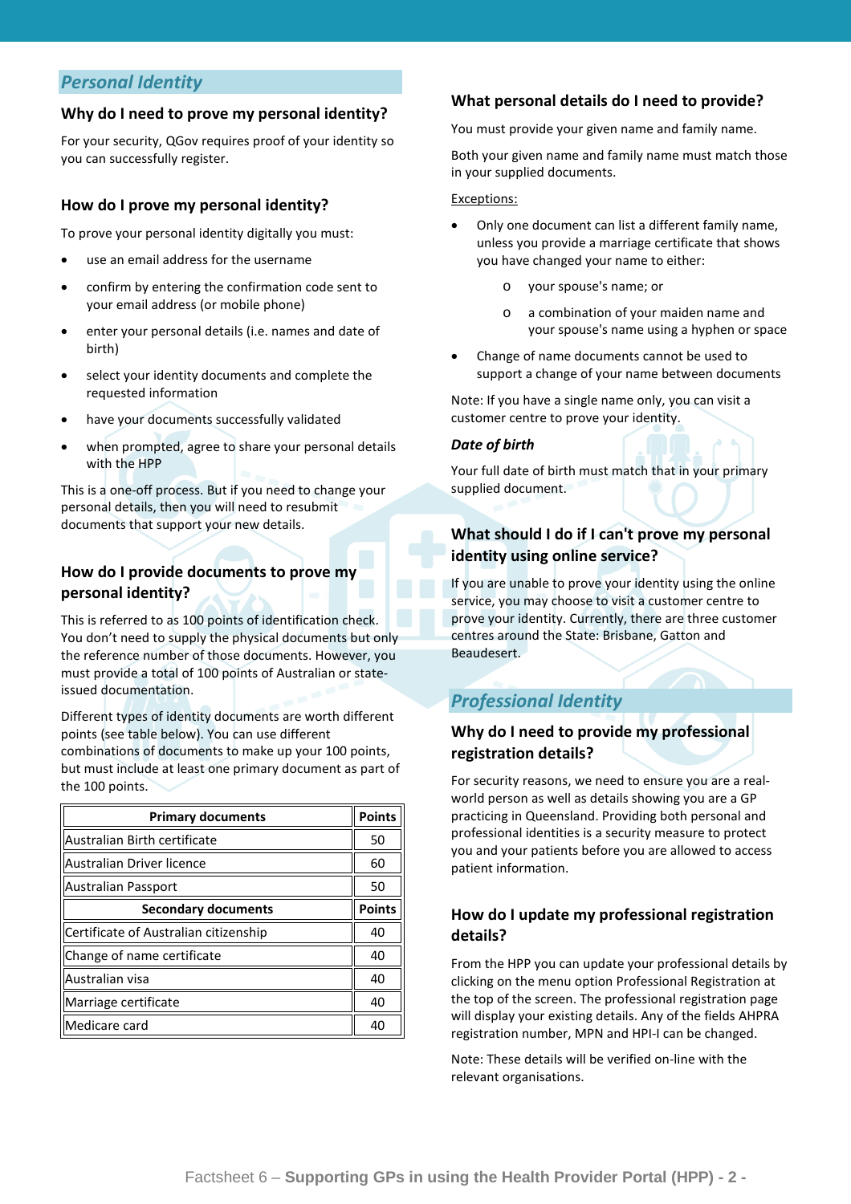## Personal Identity

### Why do I need to prove my personal identity?

For your security, QGov requires proof of your identity so you can successfully register.

### How do I prove my personal identity?

To prove your personal identity digitally you must:

- use an email address for the username
- confirm by entering the confirmation code sent to your email address (or mobile phone)
- enter your personal details (i.e. names and date of birth)
- select your identity documents and complete the requested information
- have your documents successfully validated
- when prompted, agree to share your personal details with the HPP

This is a one-off process. But if you need to change your personal details, then you will need to resubmit documents that support your new details.

### How do I provide documents to prove my personal identity?

This is referred to as 100 points of identification check. You don't need to supply the physical documents but only the reference number of those documents. However, you must provide a total of 100 points of Australian or state-issued documentation.

Different types of identity documents are worth different points (see table below). You can use different combinations of documents to make up your 100 points, but must include at least one primary document as part of the 100 points.

| Primary documents | Points |
|---|---|
| Australian Birth certificate | 50 |
| Australian Driver licence | 60 |
| Australian Passport | 50 |
| **Secondary documents** | **Points** |
| Certificate of Australian citizenship | 40 |
| Change of name certificate | 40 |
| Australian visa | 40 |
| Marriage certificate | 40 |
| Medicare card | 40 |

### What personal details do I need to provide?

You must provide your given name and family name.

Both your given name and family name must match those in your supplied documents.

Exceptions:

- Only one document can list a different family name, unless you provide a marriage certificate that shows you have changed your name to either:
  - your spouse's name; or
  - a combination of your maiden name and your spouse's name using a hyphen or space
- Change of name documents cannot be used to support a change of your name between documents

Note: If you have a single name only, you can visit a customer centre to prove your identity.

#### *Date of birth*

Your full date of birth must match that in your primary supplied document.

### What should I do if I can't prove my personal identity using online service?

If you are unable to prove your identity using the online service, you may choose to visit a customer centre to prove your identity. Currently, there are three customer centres around the State: Brisbane, Gatton and Beaudesert.

## Professional Identity

### Why do I need to provide my professional registration details?

For security reasons, we need to ensure you are a real-world person as well as details showing you are a GP practicing in Queensland. Providing both personal and professional identities is a security measure to protect you and your patients before you are allowed to access patient information.

### How do I update my professional registration details?

From the HPP you can update your professional details by clicking on the menu option Professional Registration at the top of the screen. The professional registration page will display your existing details. Any of the fields AHPRA registration number, MPN and HPI-I can be changed.

Note: These details will be verified on-line with the relevant organisations.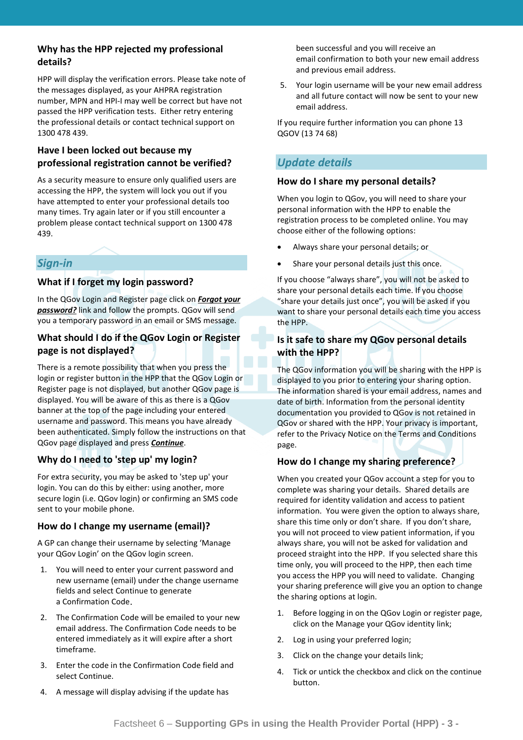### Why has the HPP rejected my professional details?

HPP will display the verification errors. Please take note of the messages displayed, as your AHPRA registration number, MPN and HPI-I may well be correct but have not passed the HPP verification tests. Either retry entering the professional details or contact technical support on 1300 478 439.

### Have I been locked out because my professional registration cannot be verified?

As a security measure to ensure only qualified users are accessing the HPP, the system will lock you out if you have attempted to enter your professional details too many times. Try again later or if you still encounter a problem please contact technical support on 1300 478 439.

## *Sign-in*

### What if I forget my login password?

In the QGov Login and Register page click on ***Forgot your password?*** link and follow the prompts. QGov will send you a temporary password in an email or SMS message.

### What should I do if the QGov Login or Register page is not displayed?

There is a remote possibility that when you press the login or register button in the HPP that the QGov Login or Register page is not displayed, but another QGov page is displayed. You will be aware of this as there is a QGov banner at the top of the page including your entered username and password. This means you have already been authenticated. Simply follow the instructions on that QGov page displayed and press ***Continue***.

### Why do I need to 'step up' my login?

For extra security, you may be asked to 'step up' your login. You can do this by either: using another, more secure login (i.e. QGov login) or confirming an SMS code sent to your mobile phone.

### How do I change my username (email)?

A GP can change their username by selecting 'Manage your QGov Login' on the QGov login screen.

1. You will need to enter your current password and new username (email) under the change username fields and select Continue to generate a Confirmation Code.
2. The Confirmation Code will be emailed to your new email address. The Confirmation Code needs to be entered immediately as it will expire after a short timeframe.
3. Enter the code in the Confirmation Code field and select Continue.
4. A message will display advising if the update has been successful and you will receive an email confirmation to both your new email address and previous email address.
5. Your login username will be your new email address and all future contact will now be sent to your new email address.

If you require further information you can phone 13 QGOV (13 74 68)

## *Update details*

### How do I share my personal details?

When you login to QGov, you will need to share your personal information with the HPP to enable the registration process to be completed online. You may choose either of the following options:

- Always share your personal details; or
- Share your personal details just this once.

If you choose "always share", you will not be asked to share your personal details each time. If you choose "share your details just once", you will be asked if you want to share your personal details each time you access the HPP.

### Is it safe to share my QGov personal details with the HPP?

The QGov information you will be sharing with the HPP is displayed to you prior to entering your sharing option. The information shared is your email address, names and date of birth. Information from the personal identity documentation you provided to QGov is not retained in QGov or shared with the HPP. Your privacy is important, refer to the Privacy Notice on the Terms and Conditions page.

### How do I change my sharing preference?

When you created your QGov account a step for you to complete was sharing your details. Shared details are required for identity validation and access to patient information. You were given the option to always share, share this time only or don't share. If you don't share, you will not proceed to view patient information, if you always share, you will not be asked for validation and proceed straight into the HPP. If you selected share this time only, you will proceed to the HPP, then each time you access the HPP you will need to validate. Changing your sharing preference will give you an option to change the sharing options at login.

1. Before logging in on the QGov Login or register page, click on the Manage your QGov identity link;
2. Log in using your preferred login;
3. Click on the change your details link;
4. Tick or untick the checkbox and click on the continue button.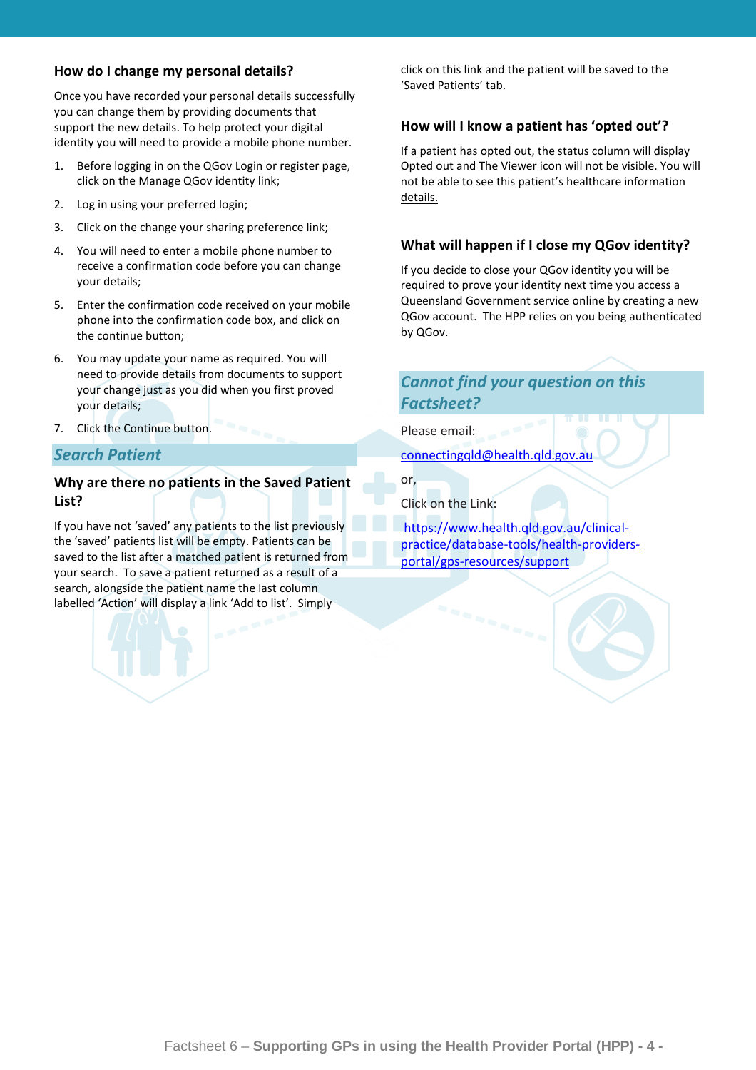### How do I change my personal details?

Once you have recorded your personal details successfully you can change them by providing documents that support the new details. To help protect your digital identity you will need to provide a mobile phone number.

1. Before logging in on the QGov Login or register page, click on the Manage QGov identity link;
2. Log in using your preferred login;
3. Click on the change your sharing preference link;
4. You will need to enter a mobile phone number to receive a confirmation code before you can change your details;
5. Enter the confirmation code received on your mobile phone into the confirmation code box, and click on the continue button;
6. You may update your name as required. You will need to provide details from documents to support your change just as you did when you first proved your details;
7. Click the Continue button.

## *Search Patient*

### Why are there no patients in the Saved Patient List?

If you have not 'saved' any patients to the list previously the 'saved' patients list will be empty. Patients can be saved to the list after a matched patient is returned from your search. To save a patient returned as a result of a search, alongside the patient name the last column labelled 'Action' will display a link 'Add to list'. Simply click on this link and the patient will be saved to the 'Saved Patients' tab.

### How will I know a patient has 'opted out'?

If a patient has opted out, the status column will display Opted out and The Viewer icon will not be visible. You will not be able to see this patient's healthcare information details.

### What will happen if I close my QGov identity?

If you decide to close your QGov identity you will be required to prove your identity next time you access a Queensland Government service online by creating a new QGov account. The HPP relies on you being authenticated by QGov.

## *Cannot find your question on this Factsheet?*

Please email:

[connectingqld@health.qld.gov.au](mailto:connectingqld@health.qld.gov.au)

or,

Click on the Link:

[https://www.health.qld.gov.au/clinical-practice/database-tools/health-providers-portal/gps-resources/support](https://www.health.qld.gov.au/clinical-practice/database-tools/health-providers-portal/gps-resources/support)